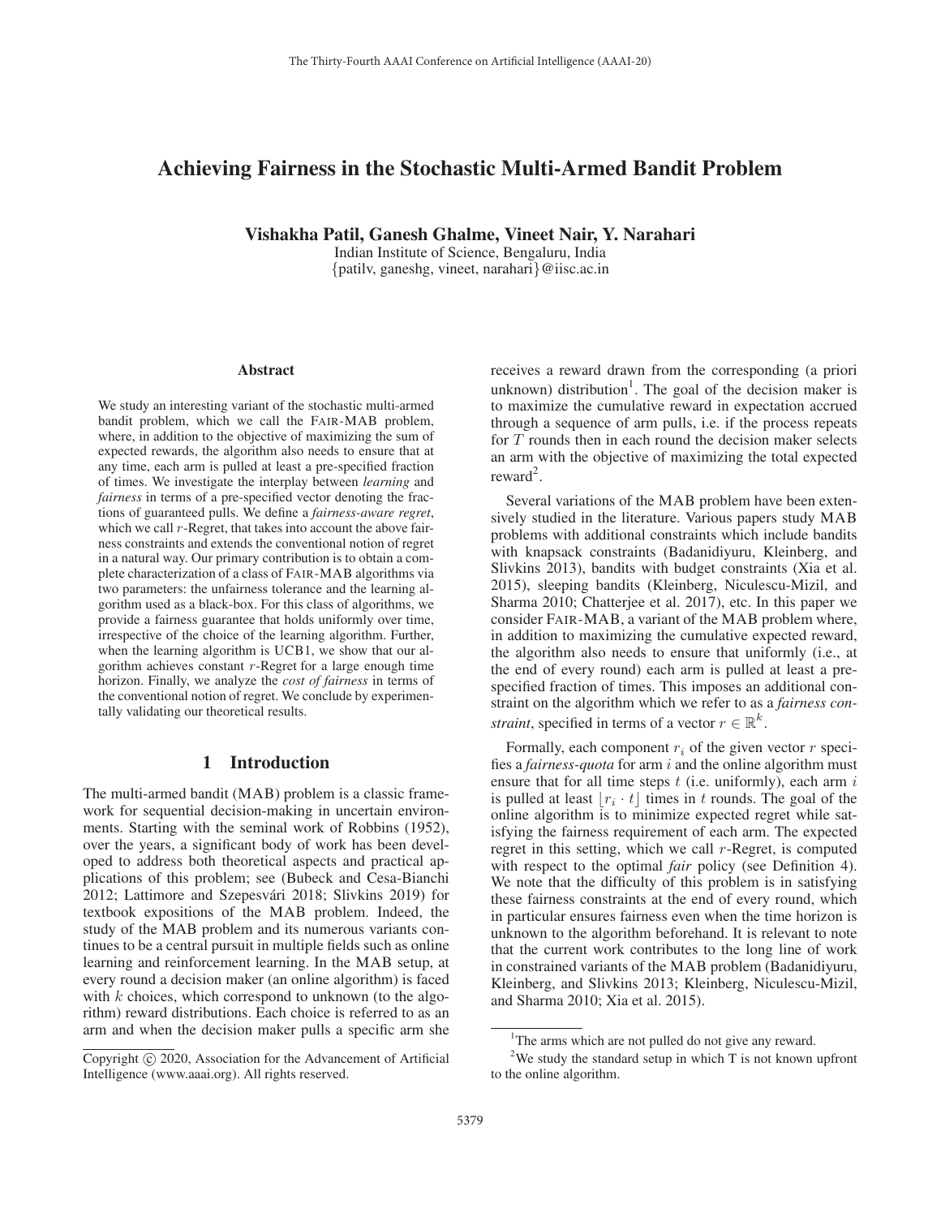# Achieving Fairness in the Stochastic Multi-Armed Bandit Problem

**Vishakha Patil, Ganesh Ghalme, Vineet Nair, Y. Narahari**

Indian Institute of Science, Bengaluru, India
{patilv, ganeshg, vineet, narahari}@iisc.ac.in

## Abstract

We study an interesting variant of the stochastic multi-armed bandit problem, which we call the FAIR-MAB problem, where, in addition to the objective of maximizing the sum of expected rewards, the algorithm also needs to ensure that at any time, each arm is pulled at least a pre-specified fraction of times. We investigate the interplay between *learning* and *fairness* in terms of a pre-specified vector denoting the fractions of guaranteed pulls. We define a *fairness-aware regret*, which we call $r$-Regret, that takes into account the above fairness constraints and extends the conventional notion of regret in a natural way. Our primary contribution is to obtain a complete characterization of a class of FAIR-MAB algorithms via two parameters: the unfairness tolerance and the learning algorithm used as a black-box. For this class of algorithms, we provide a fairness guarantee that holds uniformly over time, irrespective of the choice of the learning algorithm. Further, when the learning algorithm is UCB1, we show that our algorithm achieves constant $r$-Regret for a large enough time horizon. Finally, we analyze the *cost of fairness* in terms of the conventional notion of regret. We conclude by experimentally validating our theoretical results.

## 1 Introduction

The multi-armed bandit (MAB) problem is a classic framework for sequential decision-making in uncertain environments. Starting with the seminal work of Robbins (1952), over the years, a significant body of work has been developed to address both theoretical aspects and practical applications of this problem; see (Bubeck and Cesa-Bianchi 2012; Lattimore and Szepesvári 2018; Slivkins 2019) for textbook expositions of the MAB problem. Indeed, the study of the MAB problem and its numerous variants continues to be a central pursuit in multiple fields such as online learning and reinforcement learning. In the MAB setup, at every round a decision maker (an online algorithm) is faced with $k$ choices, which correspond to unknown (to the algorithm) reward distributions. Each choice is referred to as an arm and when the decision maker pulls a specific arm she receives a reward drawn from the corresponding (a priori unknown) distribution[1]. The goal of the decision maker is to maximize the cumulative reward in expectation accrued through a sequence of arm pulls, i.e. if the process repeats for $T$ rounds then in each round the decision maker selects an arm with the objective of maximizing the total expected reward[2].

Several variations of the MAB problem have been extensively studied in the literature. Various papers study MAB problems with additional constraints which include bandits with knapsack constraints (Badanidiyuru, Kleinberg, and Slivkins 2013), bandits with budget constraints (Xia et al. 2015), sleeping bandits (Kleinberg, Niculescu-Mizil, and Sharma 2010; Chatterjee et al. 2017), etc. In this paper we consider FAIR-MAB, a variant of the MAB problem where, in addition to maximizing the cumulative expected reward, the algorithm also needs to ensure that uniformly (i.e., at the end of every round) each arm is pulled at least a pre-specified fraction of times. This imposes an additional constraint on the algorithm which we refer to as a *fairness constraint*, specified in terms of a vector $r \in \mathbb{R}^k$.

Formally, each component $r_i$ of the given vector $r$ specifies a *fairness-quota* for arm $i$ and the online algorithm must ensure that for all time steps $t$ (i.e. uniformly), each arm $i$ is pulled at least $\lfloor r_i \cdot t \rfloor$ times in $t$ rounds. The goal of the online algorithm is to minimize expected regret while satisfying the fairness requirement of each arm. The expected regret in this setting, which we call $r$-Regret, is computed with respect to the optimal *fair* policy (see Definition 4). We note that the difficulty of this problem is in satisfying these fairness constraints at the end of every round, which in particular ensures fairness even when the time horizon is unknown to the algorithm beforehand. It is relevant to note that the current work contributes to the long line of work in constrained variants of the MAB problem (Badanidiyuru, Kleinberg, and Slivkins 2013; Kleinberg, Niculescu-Mizil, and Sharma 2010; Xia et al. 2015).

[1] The arms which are not pulled do not give any reward.

[2] We study the standard setup in which T is not known upfront to the online algorithm.

Copyright © 2020, Association for the Advancement of Artificial Intelligence (www.aaai.org). All rights reserved.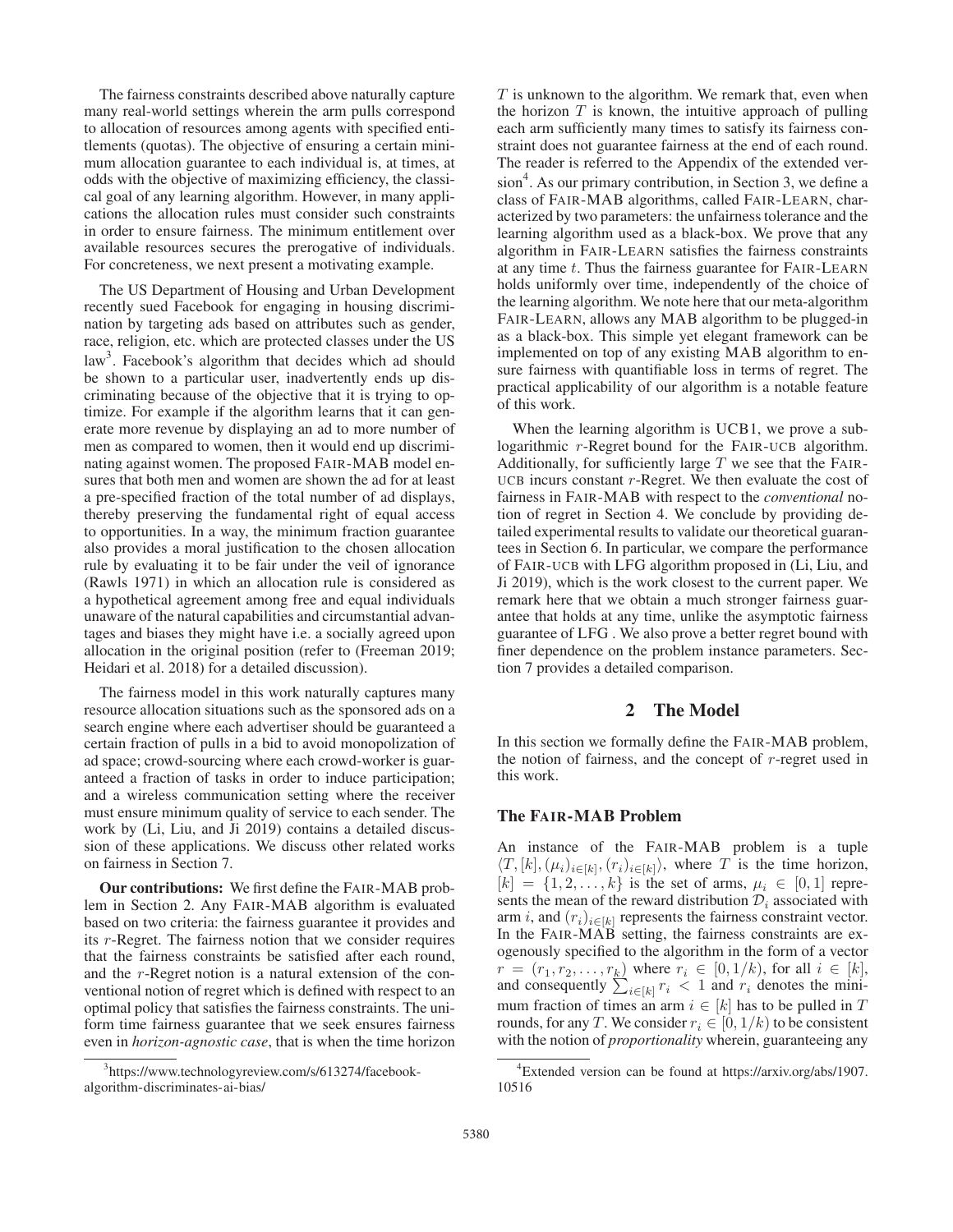The fairness constraints described above naturally capture many real-world settings wherein the arm pulls correspond to allocation of resources among agents with specified entitlements (quotas). The objective of ensuring a certain minimum allocation guarantee to each individual is, at times, at odds with the objective of maximizing efficiency, the classical goal of any learning algorithm. However, in many applications the allocation rules must consider such constraints in order to ensure fairness. The minimum entitlement over available resources secures the prerogative of individuals. For concreteness, we next present a motivating example.

The US Department of Housing and Urban Development recently sued Facebook for engaging in housing discrimination by targeting ads based on attributes such as gender, race, religion, etc. which are protected classes under the US law[3]. Facebook's algorithm that decides which ad should be shown to a particular user, inadvertently ends up discriminating because of the objective that it is trying to optimize. For example if the algorithm learns that it can generate more revenue by displaying an ad to more number of men as compared to women, then it would end up discriminating against women. The proposed FAIR-MAB model ensures that both men and women are shown the ad for at least a pre-specified fraction of the total number of ad displays, thereby preserving the fundamental right of equal access to opportunities. In a way, the minimum fraction guarantee also provides a moral justification to the chosen allocation rule by evaluating it to be fair under the veil of ignorance (Rawls 1971) in which an allocation rule is considered as a hypothetical agreement among free and equal individuals unaware of the natural capabilities and circumstantial advantages and biases they might have i.e. a socially agreed upon allocation in the original position (refer to (Freeman 2019; Heidari et al. 2018) for a detailed discussion).

The fairness model in this work naturally captures many resource allocation situations such as the sponsored ads on a search engine where each advertiser should be guaranteed a certain fraction of pulls in a bid to avoid monopolization of ad space; crowd-sourcing where each crowd-worker is guaranteed a fraction of tasks in order to induce participation; and a wireless communication setting where the receiver must ensure minimum quality of service to each sender. The work by (Li, Liu, and Ji 2019) contains a detailed discussion of these applications. We discuss other related works on fairness in Section 7.

**Our contributions:** We first define the FAIR-MAB problem in Section 2. Any FAIR-MAB algorithm is evaluated based on two criteria: the fairness guarantee it provides and its $r$-Regret. The fairness notion that we consider requires that the fairness constraints be satisfied after each round, and the $r$-Regret notion is a natural extension of the conventional notion of regret which is defined with respect to an optimal policy that satisfies the fairness constraints. The uniform time fairness guarantee that we seek ensures fairness even in *horizon-agnostic case*, that is when the time horizon $T$ is unknown to the algorithm. We remark that, even when the horizon $T$ is known, the intuitive approach of pulling each arm sufficiently many times to satisfy its fairness constraint does not guarantee fairness at the end of each round. The reader is referred to the Appendix of the extended version[4]. As our primary contribution, in Section 3, we define a class of FAIR-MAB algorithms, called FAIR-LEARN, characterized by two parameters: the unfairness tolerance and the learning algorithm used as a black-box. We prove that any algorithm in FAIR-LEARN satisfies the fairness constraints at any time $t$. Thus the fairness guarantee for FAIR-LEARN holds uniformly over time, independently of the choice of the learning algorithm. We note here that our meta-algorithm FAIR-LEARN, allows any MAB algorithm to be plugged-in as a black-box. This simple yet elegant framework can be implemented on top of any existing MAB algorithm to ensure fairness with quantifiable loss in terms of regret. The practical applicability of our algorithm is a notable feature of this work.

When the learning algorithm is UCB1, we prove a sub-logarithmic $r$-Regret bound for the FAIR-UCB algorithm. Additionally, for sufficiently large $T$ we see that the FAIR-UCB incurs constant $r$-Regret. We then evaluate the cost of fairness in FAIR-MAB with respect to the *conventional* notion of regret in Section 4. We conclude by providing detailed experimental results to validate our theoretical guarantees in Section 6. In particular, we compare the performance of FAIR-UCB with LFG algorithm proposed in (Li, Liu, and Ji 2019), which is the work closest to the current paper. We remark here that we obtain a much stronger fairness guarantee that holds at any time, unlike the asymptotic fairness guarantee of LFG . We also prove a better regret bound with finer dependence on the problem instance parameters. Section 7 provides a detailed comparison.

## 2 The Model

In this section we formally define the FAIR-MAB problem, the notion of fairness, and the concept of $r$-regret used in this work.

### The FAIR-MAB Problem

An instance of the FAIR-MAB problem is a tuple $\langle T, [k], (\mu_i)_{i \in [k]}, (r_i)_{i \in [k]} \rangle$, where $T$ is the time horizon, $[k] = \{1, 2, \ldots, k\}$ is the set of arms, $\mu_i \in [0, 1]$ represents the mean of the reward distribution $\mathcal{D}_i$ associated with arm $i$, and $(r_i)_{i \in [k]}$ represents the fairness constraint vector. In the FAIR-MAB setting, the fairness constraints are exogenously specified to the algorithm in the form of a vector $r = (r_1, r_2, \ldots, r_k)$ where $r_i \in [0, 1/k)$, for all $i \in [k]$, and consequently $\sum_{i \in [k]} r_i < 1$ and $r_i$ denotes the minimum fraction of times an arm $i \in [k]$ has to be pulled in $T$ rounds, for any $T$. We consider $r_i \in [0, 1/k)$ to be consistent with the notion of *proportionality* wherein, guaranteeing any

[3] https://www.technologyreview.com/s/613274/facebook-algorithm-discriminates-ai-bias/

[4] Extended version can be found at https://arxiv.org/abs/1907.10516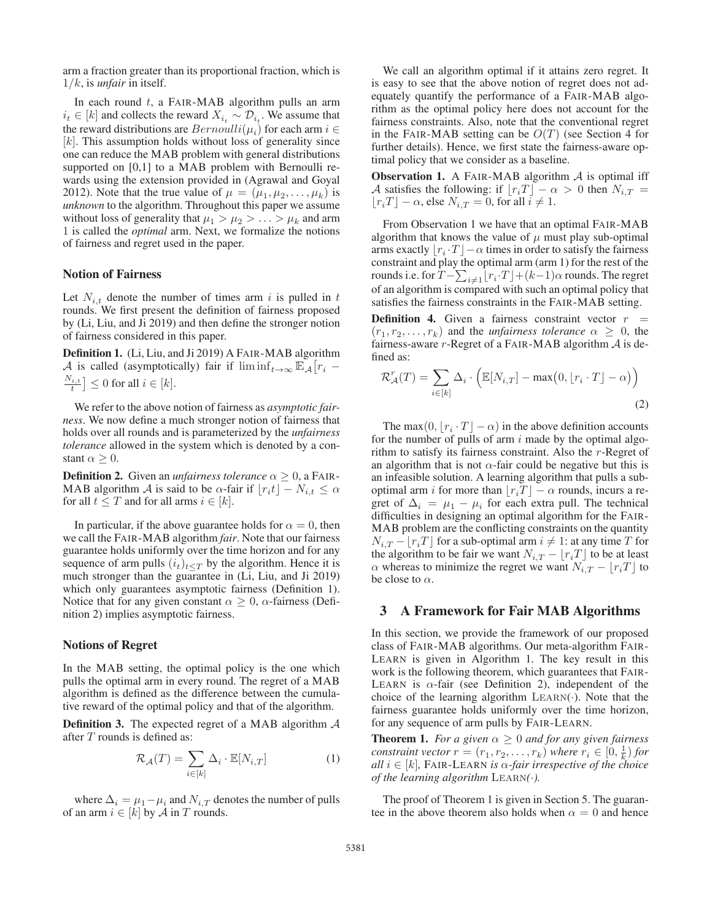arm a fraction greater than its proportional fraction, which is $1/k$, is *unfair* in itself.

In each round $t$, a FAIR-MAB algorithm pulls an arm $i_t \in [k]$ and collects the reward $X_{i_t} \sim \mathcal{D}_{i_t}$. We assume that the reward distributions are $Bernoulli(\mu_i)$ for each arm $i \in [k]$. This assumption holds without loss of generality since one can reduce the MAB problem with general distributions supported on [0,1] to a MAB problem with Bernoulli rewards using the extension provided in (Agrawal and Goyal 2012). Note that the true value of $\mu = (\mu_1, \mu_2, \ldots, \mu_k)$ is *unknown* to the algorithm. Throughout this paper we assume without loss of generality that $\mu_1 > \mu_2 > \ldots > \mu_k$ and arm 1 is called the *optimal* arm. Next, we formalize the notions of fairness and regret used in the paper.

### Notion of Fairness

Let $N_{i,t}$ denote the number of times arm $i$ is pulled in $t$ rounds. We first present the definition of fairness proposed by (Li, Liu, and Ji 2019) and then define the stronger notion of fairness considered in this paper.

**Definition 1.** (Li, Liu, and Ji 2019) A FAIR-MAB algorithm $\mathcal{A}$ is called (asymptotically) fair if $\liminf_{t\to\infty} \mathbb{E}_{\mathcal{A}}\big[r_i - \frac{N_{i,t}}{t}\big] \leq 0$ for all $i \in [k]$.

We refer to the above notion of fairness as *asymptotic fairness*. We now define a much stronger notion of fairness that holds over all rounds and is parameterized by the *unfairness tolerance* allowed in the system which is denoted by a constant $\alpha \geq 0$.

**Definition 2.** Given an *unfairness tolerance* $\alpha \geq 0$, a FAIR-MAB algorithm $\mathcal{A}$ is said to be $\alpha$-fair if $\lfloor r_i t \rfloor - N_{i,t} \leq \alpha$ for all $t \leq T$ and for all arms $i \in [k]$.

In particular, if the above guarantee holds for $\alpha = 0$, then we call the FAIR-MAB algorithm *fair*. Note that our fairness guarantee holds uniformly over the time horizon and for any sequence of arm pulls $(i_t)_{t\leq T}$ by the algorithm. Hence it is much stronger than the guarantee in (Li, Liu, and Ji 2019) which only guarantees asymptotic fairness (Definition 1). Notice that for any given constant $\alpha \geq 0$, $\alpha$-fairness (Definition 2) implies asymptotic fairness.

### Notions of Regret

In the MAB setting, the optimal policy is the one which pulls the optimal arm in every round. The regret of a MAB algorithm is defined as the difference between the cumulative reward of the optimal policy and that of the algorithm.

**Definition 3.** The expected regret of a MAB algorithm $\mathcal{A}$ after $T$ rounds is defined as:

$$\mathcal{R}_{\mathcal{A}}(T) = \sum_{i\in[k]} \Delta_i \cdot \mathbb{E}[N_{i,T}] \tag{1}$$

where $\Delta_i = \mu_1 - \mu_i$ and $N_{i,T}$ denotes the number of pulls of an arm $i \in [k]$ by $\mathcal{A}$ in $T$ rounds.

We call an algorithm optimal if it attains zero regret. It is easy to see that the above notion of regret does not adequately quantify the performance of a FAIR-MAB algorithm as the optimal policy here does not account for the fairness constraints. Also, note that the conventional regret in the FAIR-MAB setting can be $O(T)$ (see Section 4 for further details). Hence, we first state the fairness-aware optimal policy that we consider as a baseline.

**Observation 1.** A FAIR-MAB algorithm $\mathcal{A}$ is optimal iff $\mathcal{A}$ satisfies the following: if $\lfloor r_i T \rfloor - \alpha > 0$ then $N_{i,T} = \lfloor r_i T \rfloor - \alpha$, else $N_{i,T} = 0$, for all $i \neq 1$.

From Observation 1 we have that an optimal FAIR-MAB algorithm that knows the value of $\mu$ must play sub-optimal arms exactly $\lfloor r_i \cdot T \rfloor - \alpha$ times in order to satisfy the fairness constraint and play the optimal arm (arm 1) for the rest of the rounds i.e. for $T - \sum_{i\neq 1} \lfloor r_i \cdot T \rfloor + (k-1)\alpha$ rounds. The regret of an algorithm is compared with such an optimal policy that satisfies the fairness constraints in the FAIR-MAB setting.

**Definition 4.** Given a fairness constraint vector $r = (r_1, r_2, \ldots, r_k)$ and the *unfairness tolerance* $\alpha \geq 0$, the fairness-aware $r$-Regret of a FAIR-MAB algorithm $\mathcal{A}$ is defined as:

$$\mathcal{R}^r_{\mathcal{A}}(T) = \sum_{i\in[k]} \Delta_i \cdot \Big( \mathbb{E}[N_{i,T}] - \max\big(0, \lfloor r_i \cdot T \rfloor - \alpha\big) \Big) \tag{2}$$

The $\max(0, \lfloor r_i \cdot T \rfloor - \alpha)$ in the above definition accounts for the number of pulls of arm $i$ made by the optimal algorithm to satisfy its fairness constraint. Also the $r$-Regret of an algorithm that is not $\alpha$-fair could be negative but this is an infeasible solution. A learning algorithm that pulls a suboptimal arm $i$ for more than $\lfloor r_i T \rfloor - \alpha$ rounds, incurs a regret of $\Delta_i = \mu_1 - \mu_i$ for each extra pull. The technical difficulties in designing an optimal algorithm for the FAIR-MAB problem are the conflicting constraints on the quantity $N_{i,T} - \lfloor r_i T \rfloor$ for a sub-optimal arm $i \neq 1$: at any time $T$ for the algorithm to be fair we want $N_{i,T} - \lfloor r_i T \rfloor$ to be at least $\alpha$ whereas to minimize the regret we want $N_{i,T} - \lfloor r_i T \rfloor$ to be close to $\alpha$.

## 3 A Framework for Fair MAB Algorithms

In this section, we provide the framework of our proposed class of FAIR-MAB algorithms. Our meta-algorithm FAIR-LEARN is given in Algorithm 1. The key result in this work is the following theorem, which guarantees that FAIR-LEARN is $\alpha$-fair (see Definition 2), independent of the choice of the learning algorithm LEARN($\cdot$). Note that the fairness guarantee holds uniformly over the time horizon, for any sequence of arm pulls by FAIR-LEARN.

**Theorem 1.** *For a given $\alpha \geq 0$ and for any given fairness constraint vector $r = (r_1, r_2, \ldots, r_k)$ where $r_i \in [0, \frac{1}{k})$ for all $i \in [k]$,* FAIR-LEARN *is $\alpha$-fair irrespective of the choice of the learning algorithm* LEARN*($\cdot$).*

The proof of Theorem 1 is given in Section 5. The guarantee in the above theorem also holds when $\alpha = 0$ and hence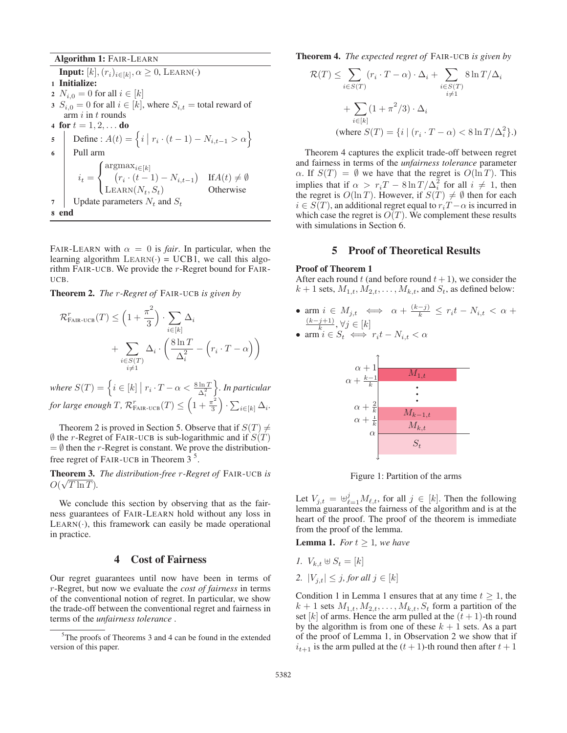**Algorithm 1:** FAIR-LEARN

**Input:** $[k], (r_i)_{i\in[k]}, \alpha \geq 0$, LEARN$(\cdot)$

1. **Initialize:**
2. $N_{i,0} = 0$ for all $i \in [k]$
3. $S_{i,0} = 0$ for all $i \in [k]$, where $S_{i,t}$ = total reward of arm $i$ in $t$ rounds
4. **for** $t = 1, 2, \ldots$ **do**
5. Define : $A(t) = \left\{ i \,\middle|\, r_i \cdot (t-1) - N_{i,t-1} > \alpha \right\}$
6. Pull arm $$i_t = \begin{cases} \text{argmax}_{i\in[k]} \left(r_i \cdot (t-1) - N_{i,t-1}\right) & \text{If } A(t) \neq \emptyset \\ \text{LEARN}(N_t, S_t) & \text{Otherwise} \end{cases}$$
7. Update parameters $N_t$ and $S_t$
8. **end**

FAIR-LEARN with $\alpha = 0$ is *fair*. In particular, when the learning algorithm LEARN$(\cdot)$ = UCB1, we call this algorithm FAIR-UCB. We provide the $r$-Regret bound for FAIR-UCB.

**Theorem 2.** *The $r$-Regret of* FAIR-UCB *is given by*

$$\mathcal{R}^r_{\text{FAIR-UCB}}(T) \leq \left(1 + \frac{\pi^2}{3}\right) \cdot \sum_{i\in[k]} \Delta_i + \sum_{\substack{i\in S(T)\\ i\neq 1}} \Delta_i \cdot \left( \frac{8 \ln T}{\Delta_i^2} - \left(r_i \cdot T - \alpha\right)\right)$$

*where $S(T) = \left\{ i \in [k] \,\middle|\, r_i \cdot T - \alpha < \frac{8 \ln T}{\Delta_i^2} \right\}$. In particular for large enough $T$, $\mathcal{R}^r_{\text{FAIR-UCB}}(T) \leq \left(1 + \frac{\pi^2}{3}\right) \cdot \sum_{i\in[k]} \Delta_i$.*

Theorem 2 is proved in Section 5. Observe that if $S(T) \neq \emptyset$ the $r$-Regret of FAIR-UCB is sub-logarithmic and if $S(T) = \emptyset$ then the $r$-Regret is constant. We prove the distribution-free regret of FAIR-UCB in Theorem 3 [5].

**Theorem 3.** *The distribution-free $r$-Regret of* FAIR-UCB *is* $O(\sqrt{T \ln T})$.

We conclude this section by observing that as the fairness guarantees of FAIR-LEARN hold without any loss in LEARN$(\cdot)$, this framework can easily be made operational in practice.

## 4 Cost of Fairness

Our regret guarantees until now have been in terms of $r$-Regret, but now we evaluate the *cost of fairness* in terms of the conventional notion of regret. In particular, we show the trade-off between the conventional regret and fairness in terms of the *unfairness tolerance* .

[5] The proofs of Theorems 3 and 4 can be found in the extended version of this paper.

**Theorem 4.** *The expected regret of* FAIR-UCB *is given by*

$$\mathcal{R}(T) \leq \sum_{i\in S(T)} (r_i \cdot T - \alpha) \cdot \Delta_i + \sum_{\substack{i\in S(T)\\ i\neq 1}} 8 \ln T/\Delta_i + \sum_{i\in[k]} (1 + \pi^2/3) \cdot \Delta_i$$
$$\text{(where } S(T) = \{i \mid (r_i \cdot T - \alpha) < 8 \ln T/\Delta_i^2\}.)$$

Theorem 4 captures the explicit trade-off between regret and fairness in terms of the *unfairness tolerance* parameter $\alpha$. If $S(T) = \emptyset$ we have that the regret is $O(\ln T)$. This implies that if $\alpha > r_i T - 8 \ln T/\Delta_i^2$ for all $i \neq 1$, then the regret is $O(\ln T)$. However, if $S(T) \neq \emptyset$ then for each $i \in S(T)$, an additional regret equal to $r_i T - \alpha$ is incurred in which case the regret is $O(T)$. We complement these results with simulations in Section 6.

## 5 Proof of Theoretical Results

### Proof of Theorem 1

After each round $t$ (and before round $t+1$), we consider the $k+1$ sets, $M_{1,t}, M_{2,t}, \ldots, M_{k,t}$, and $S_t$, as defined below:

- arm $i \in M_{j,t} \iff \alpha + \frac{(k-j)}{k} \leq r_i t - N_{i,t} < \alpha + \frac{(k-j+1)}{k}, \forall j \in [k]$
- arm $i \in S_t \iff r_i t - N_{i,t} < \alpha$

| | |
|---|---|
| $\alpha + 1$ | |
| $\alpha + \frac{k-1}{k}$ | $M_{1,t}$ |
| | ⋮ |
| $\alpha + \frac{2}{k}$ | $M_{k-1,t}$ |
| $\alpha + \frac{1}{k}$ | $M_{k,t}$ |
| $\alpha$ | $S_t$ |

Figure 1: Partition of the arms

Let $V_{j,t} = \uplus_{\ell=1}^{j} M_{\ell,t}$, for all $j \in [k]$. Then the following lemma guarantees the fairness of the algorithm and is at the heart of the proof. The proof of the theorem is immediate from the proof of the lemma.

**Lemma 1.** *For $t \geq 1$, we have*

1. *$V_{k,t} \uplus S_t = [k]$*
2. *$|V_{j,t}| \leq j$, for all $j \in [k]$*

Condition 1 in Lemma 1 ensures that at any time $t \geq 1$, the $k+1$ sets $M_{1,t}, M_{2,t}, \ldots, M_{k,t}, S_t$ form a partition of the set $[k]$ of arms. Hence the arm pulled at the $(t+1)$-th round by the algorithm is from one of these $k+1$ sets. As a part of the proof of Lemma 1, in Observation 2 we show that if $i_{t+1}$ is the arm pulled at the $(t+1)$-th round then after $t+1$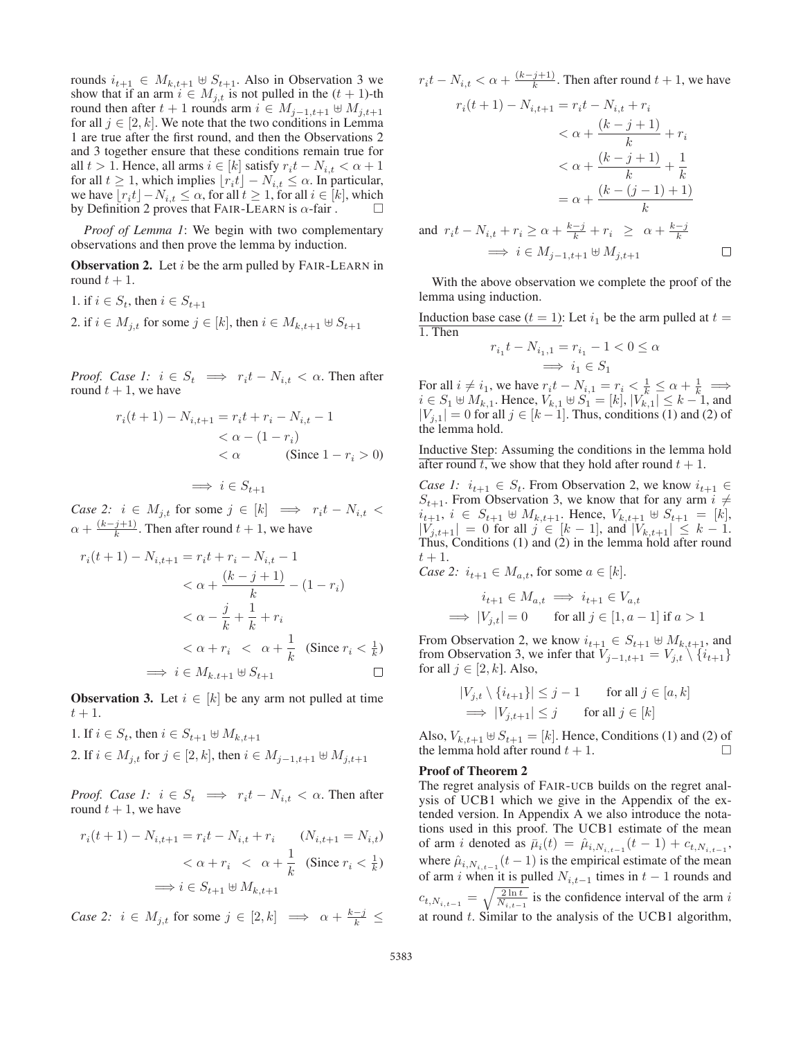rounds $i_{t+1} \in M_{k,t+1} \uplus S_{t+1}$. Also in Observation 3 we show that if an arm $i \in M_{j,t}$ is not pulled in the $(t+1)$-th round then after $t+1$ rounds arm $i \in M_{j-1,t+1} \uplus M_{j,t+1}$ for all $j \in [2,k]$. We note that the two conditions in Lemma 1 are true after the first round, and then the Observations 2 and 3 together ensure that these conditions remain true for all $t > 1$. Hence, all arms $i \in [k]$ satisfy $r_i t - N_{i,t} < \alpha + 1$ for all $t \geq 1$, which implies $\lfloor r_i t \rfloor - N_{i,t} \leq \alpha$. In particular, we have $\lfloor r_i t \rfloor - N_{i,t} \leq \alpha$, for all $t \geq 1$, for all $i \in [k]$, which by Definition 2 proves that FAIR-LEARN is $\alpha$-fair . □

*Proof of Lemma 1*: We begin with two complementary observations and then prove the lemma by induction.

**Observation 2.** Let $i$ be the arm pulled by FAIR-LEARN in round $t+1$.

1. if $i \in S_t$, then $i \in S_{t+1}$
2. if $i \in M_{j,t}$ for some $j \in [k]$, then $i \in M_{k,t+1} \uplus S_{t+1}$

*Proof. Case 1:* $i \in S_t \implies r_i t - N_{i,t} < \alpha$. Then after round $t+1$, we have

$$
\begin{aligned}
r_i(t+1) - N_{i,t+1} &= r_i t + r_i - N_{i,t} - 1 \\
&< \alpha - (1 - r_i) \\
&< \alpha \qquad \text{(Since } 1 - r_i > 0\text{)}
\end{aligned}
$$

$$
\implies i \in S_{t+1}
$$

*Case 2:* $i \in M_{j,t}$ for some $j \in [k] \implies r_i t - N_{i,t} < \alpha + \frac{(k-j+1)}{k}$. Then after round $t+1$, we have

$$
\begin{aligned}
r_i(t+1) - N_{i,t+1} &= r_i t + r_i - N_{i,t} - 1 \\
&< \alpha + \frac{(k-j+1)}{k} - (1 - r_i) \\
&< \alpha - \frac{j}{k} + \frac{1}{k} + r_i \\
&< \alpha + r_i \;<\; \alpha + \frac{1}{k} \quad \text{(Since } r_i < \tfrac{1}{k}\text{)} \\
\implies i &\in M_{k.t+1} \uplus S_{t+1}
\end{aligned}
$$

□

**Observation 3.** Let $i \in [k]$ be any arm not pulled at time $t+1$.

1. If $i \in S_t$, then $i \in S_{t+1} \uplus M_{k,t+1}$
2. If $i \in M_{j,t}$ for $j \in [2,k]$, then $i \in M_{j-1,t+1} \uplus M_{j,t+1}$

*Proof. Case 1:* $i \in S_t \implies r_i t - N_{i,t} < \alpha$. Then after round $t+1$, we have

$$
\begin{aligned}
r_i(t+1) - N_{i,t+1} &= r_i t - N_{i,t} + r_i \qquad (N_{i,t+1} = N_{i,t}) \\
&< \alpha + r_i \;<\; \alpha + \frac{1}{k} \quad \text{(Since } r_i < \tfrac{1}{k}\text{)} \\
&\implies i \in S_{t+1} \uplus M_{k,t+1}
\end{aligned}
$$

*Case 2:* $i \in M_{j,t}$ for some $j \in [2,k] \implies \alpha + \frac{k-j}{k} \leq r_i t - N_{i,t} < \alpha + \frac{(k-j+1)}{k}$. Then after round $t+1$, we have

$$
\begin{aligned}
r_i(t+1) - N_{i,t+1} &= r_i t - N_{i,t} + r_i \\
&< \alpha + \frac{(k-j+1)}{k} + r_i \\
&< \alpha + \frac{(k-j+1)}{k} + \frac{1}{k} \\
&= \alpha + \frac{(k-(j-1)+1)}{k}
\end{aligned}
$$

and $r_i t - N_{i,t} + r_i \geq \alpha + \frac{k-j}{k} + r_i \;\geq\; \alpha + \frac{k-j}{k}$

$$
\implies i \in M_{j-1,t+1} \uplus M_{j,t+1}
$$

□

With the above observation we complete the proof of the lemma using induction.

Induction base case ($t=1$): Let $i_1$ be the arm pulled at $t = 1$. Then

$$
r_{i_1} t - N_{i_1,1} = r_{i_1} - 1 < 0 \leq \alpha
$$
$$
\implies i_1 \in S_1
$$

For all $i \neq i_1$, we have $r_i t - N_{i,1} = r_i < \frac{1}{k} \leq \alpha + \frac{1}{k} \implies i \in S_1 \uplus M_{k,1}$. Hence, $V_{k,1} \uplus S_1 = [k]$, $|V_{k,1}| \leq k-1$, and $|V_{j,1}| = 0$ for all $j \in [k-1]$. Thus, conditions (1) and (2) of the lemma hold.

Inductive Step: Assuming the conditions in the lemma hold after round $t$, we show that they hold after round $t+1$.

*Case 1:* $i_{t+1} \in S_t$. From Observation 2, we know $i_{t+1} \in S_{t+1}$. From Observation 3, we know that for any arm $i \neq i_{t+1}$, $i \in S_{t+1} \uplus M_{k,t+1}$. Hence, $V_{k,t+1} \uplus S_{t+1} = [k]$, $|V_{j,t+1}| = 0$ for all $j \in [k-1]$, and $|V_{k,t+1}| \leq k-1$. Thus, Conditions (1) and (2) in the lemma hold after round $t+1$.

*Case 2:* $i_{t+1} \in M_{a,t}$, for some $a \in [k]$.

$$
\begin{aligned}
i_{t+1} \in M_{a,t} &\implies i_{t+1} \in V_{a,t} \\
\implies |V_{j,t}| = 0 &\qquad \text{for all } j \in [1, a-1] \text{ if } a > 1
\end{aligned}
$$

From Observation 2, we know $i_{t+1} \in S_{t+1} \uplus M_{k,t+1}$, and from Observation 3, we infer that $V_{j-1,t+1} = V_{j,t} \setminus \{i_{t+1}\}$ for all $j \in [2,k]$. Also,

$$
\begin{aligned}
|V_{j,t} \setminus \{i_{t+1}\}| \leq j - 1 &\qquad \text{for all } j \in [a,k] \\
\implies |V_{j,t+1}| \leq j &\qquad \text{for all } j \in [k]
\end{aligned}
$$

Also, $V_{k,t+1} \uplus S_{t+1} = [k]$. Hence, Conditions (1) and (2) of the lemma hold after round $t+1$. □

**Proof of Theorem 2**

The regret analysis of FAIR-UCB builds on the regret analysis of UCB1 which we give in the Appendix of the extended version. In Appendix A we also introduce the notations used in this proof. The UCB1 estimate of the mean of arm $i$ denoted as $\bar{\mu}_i(t) = \hat{\mu}_{i,N_{i,t-1}}(t-1) + c_{t,N_{i,t-1}}$, where $\hat{\mu}_{i,N_{i,t-1}}(t-1)$ is the empirical estimate of the mean of arm $i$ when it is pulled $N_{i,t-1}$ times in $t-1$ rounds and $c_{t,N_{i,t-1}} = \sqrt{\frac{2 \ln t}{N_{i,t-1}}}$ is the confidence interval of the arm $i$ at round $t$. Similar to the analysis of the UCB1 algorithm,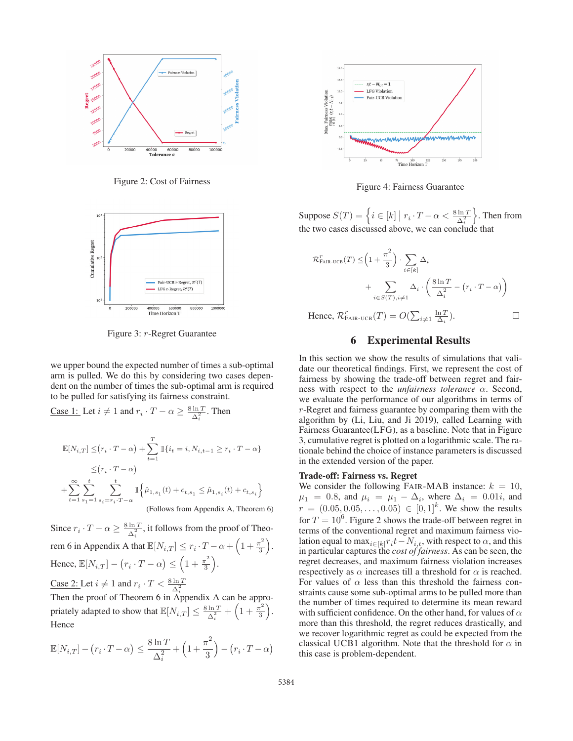Figure 2: Cost of Fairness

Figure 3: $r$-Regret Guarantee

we upper bound the expected number of times a sub-optimal arm is pulled. We do this by considering two cases dependent on the number of times the sub-optimal arm is required to be pulled for satisfying its fairness constraint.

Case 1: Let $i \neq 1$ and $r_i \cdot T - \alpha \geq \frac{8 \ln T}{\Delta_i^2}$. Then

$$
\begin{aligned}
\mathbb{E}[N_{i,T}] \leq & (r_i \cdot T - \alpha) + \sum_{t=1}^{T} \mathbb{1}\{i_t = i, N_{i,t-1} \geq r_i \cdot T - \alpha\} \\
\leq & (r_i \cdot T - \alpha) \\
& + \sum_{t=1}^{\infty} \sum_{s_1=1}^{t} \sum_{s_i = r_i \cdot T - \alpha}^{t} \mathbb{1}\left\{\hat{\mu}_{1,s_1}(t) + c_{t,s_1} \leq \hat{\mu}_{1,s_i}(t) + c_{t,s_i}\right\}
\end{aligned}
$$

(Follows from Appendix A, Theorem 6)

Since $r_i \cdot T - \alpha \geq \frac{8 \ln T}{\Delta_i^2}$, it follows from the proof of Theorem 6 in Appendix A that $\mathbb{E}[N_{i,T}] \leq r_i \cdot T - \alpha + \left(1 + \frac{\pi^2}{3}\right)$. Hence, $\mathbb{E}[N_{i,T}] - \left(r_i \cdot T - \alpha\right) \leq \left(1 + \frac{\pi^2}{3}\right)$.

Case 2: Let $i \neq 1$ and $r_i \cdot T < \frac{8 \ln T}{\Delta_i^2}$

Then the proof of Theorem 6 in Appendix A can be appropriately adapted to show that $\mathbb{E}[N_{i,T}] \leq \frac{8 \ln T}{\Delta_i^2} + \left(1 + \frac{\pi^2}{3}\right)$. Hence

$$
\mathbb{E}[N_{i,T}] - (r_i \cdot T - \alpha) \leq \frac{8 \ln T}{\Delta_i^2} + \left(1 + \frac{\pi^2}{3}\right) - (r_i \cdot T - \alpha)
$$

Figure 4: Fairness Guarantee

Suppose $S(T) = \left\{ i \in [k] \mid r_i \cdot T - \alpha < \frac{8 \ln T}{\Delta_i^2} \right\}$. Then from the two cases discussed above, we can conclude that

$$
\begin{aligned}
\mathcal{R}^r_{\text{FAIR-UCB}}(T) \leq & \left(1 + \frac{\pi^2}{3}\right) \cdot \sum_{i \in [k]} \Delta_i \\
& + \sum_{i \in S(T), i \neq 1} \Delta_i \cdot \left( \frac{8 \ln T}{\Delta_i^2} - (r_i \cdot T - \alpha) \right)
\end{aligned}
$$

Hence, $\mathcal{R}^r_{\text{FAIR-UCB}}(T) = O(\sum_{i \neq 1} \frac{\ln T}{\Delta_i})$. □

## 6 Experimental Results

In this section we show the results of simulations that validate our theoretical findings. First, we represent the cost of fairness by showing the trade-off between regret and fairness with respect to the *unfairness tolerance* $\alpha$. Second, we evaluate the performance of our algorithms in terms of $r$-Regret and fairness guarantee by comparing them with the algorithm by (Li, Liu, and Ji 2019), called Learning with Fairness Guarantee(LFG), as a baseline. Note that in Figure 3, cumulative regret is plotted on a logarithmic scale. The rationale behind the choice of instance parameters is discussed in the extended version of the paper.

**Trade-off: Fairness vs. Regret**

We consider the following FAIR-MAB instance: $k = 10$, $\mu_1 = 0.8$, and $\mu_i = \mu_1 - \Delta_i$, where $\Delta_i = 0.01i$, and $r = (0.05, 0.05, \ldots, 0.05) \in [0, 1]^k$. We show the results for $T = 10^6$. Figure 2 shows the trade-off between regret in terms of the conventional regret and maximum fairness violation equal to $\max_{i \in [k]} r_i t - N_{i,t}$, with respect to $\alpha$, and this in particular captures the *cost of fairness*. As can be seen, the regret decreases, and maximum fairness violation increases respectively as $\alpha$ increases till a threshold for $\alpha$ is reached. For values of $\alpha$ less than this threshold the fairness constraints cause some sub-optimal arms to be pulled more than the number of times required to determine its mean reward with sufficient confidence. On the other hand, for values of $\alpha$ more than this threshold, the regret reduces drastically, and we recover logarithmic regret as could be expected from the classical UCB1 algorithm. Note that the threshold for $\alpha$ in this case is problem-dependent.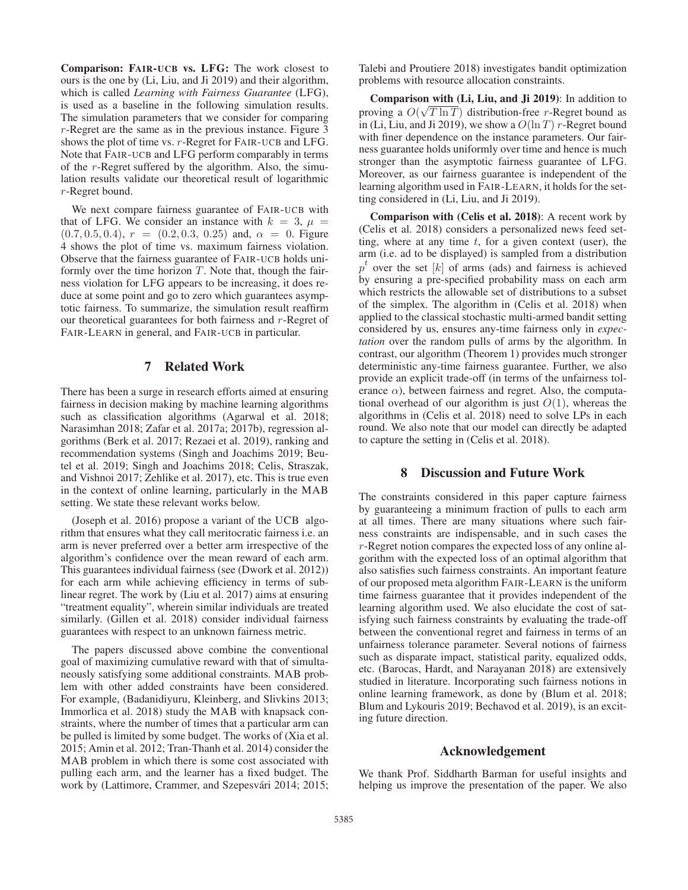**Comparison: FAIR-UCB vs. LFG:** The work closest to ours is the one by (Li, Liu, and Ji 2019) and their algorithm, which is called *Learning with Fairness Guarantee* (LFG), is used as a baseline in the following simulation results. The simulation parameters that we consider for comparing $r$-Regret are the same as in the previous instance. Figure 3 shows the plot of time vs. $r$-Regret for FAIR-UCB and LFG. Note that FAIR-UCB and LFG perform comparably in terms of the $r$-Regret suffered by the algorithm. Also, the simulation results validate our theoretical result of logarithmic $r$-Regret bound.

We next compare fairness guarantee of FAIR-UCB with that of LFG. We consider an instance with $k = 3$, $\mu = (0.7, 0.5, 0.4)$, $r = (0.2, 0.3, 0.25)$ and, $\alpha = 0$. Figure 4 shows the plot of time vs. maximum fairness violation. Observe that the fairness guarantee of FAIR-UCB holds uniformly over the time horizon $T$. Note that, though the fairness violation for LFG appears to be increasing, it does reduce at some point and go to zero which guarantees asymptotic fairness. To summarize, the simulation result reaffirm our theoretical guarantees for both fairness and $r$-Regret of FAIR-LEARN in general, and FAIR-UCB in particular.

## 7 Related Work

There has been a surge in research efforts aimed at ensuring fairness in decision making by machine learning algorithms such as classification algorithms (Agarwal et al. 2018; Narasimhan 2018; Zafar et al. 2017a; 2017b), regression algorithms (Berk et al. 2017; Rezaei et al. 2019), ranking and recommendation systems (Singh and Joachims 2019; Beutel et al. 2019; Singh and Joachims 2018; Celis, Straszak, and Vishnoi 2017; Zehlike et al. 2017), etc. This is true even in the context of online learning, particularly in the MAB setting. We state these relevant works below.

(Joseph et al. 2016) propose a variant of the UCB algorithm that ensures what they call meritocratic fairness i.e. an arm is never preferred over a better arm irrespective of the algorithm's confidence over the mean reward of each arm. This guarantees individual fairness (see (Dwork et al. 2012)) for each arm while achieving efficiency in terms of sublinear regret. The work by (Liu et al. 2017) aims at ensuring "treatment equality", wherein similar individuals are treated similarly. (Gillen et al. 2018) consider individual fairness guarantees with respect to an unknown fairness metric.

The papers discussed above combine the conventional goal of maximizing cumulative reward with that of simultaneously satisfying some additional constraints. MAB problem with other added constraints have been considered. For example, (Badanidiyuru, Kleinberg, and Slivkins 2013; Immorlica et al. 2018) study the MAB with knapsack constraints, where the number of times that a particular arm can be pulled is limited by some budget. The works of (Xia et al. 2015; Amin et al. 2012; Tran-Thanh et al. 2014) consider the MAB problem in which there is some cost associated with pulling each arm, and the learner has a fixed budget. The work by (Lattimore, Crammer, and Szepesvári 2014; 2015; Talebi and Proutiere 2018) investigates bandit optimization problems with resource allocation constraints.

**Comparison with (Li, Liu, and Ji 2019)**: In addition to proving a $O(\sqrt{T \ln T})$ distribution-free $r$-Regret bound as in (Li, Liu, and Ji 2019), we show a $O(\ln T)$ $r$-Regret bound with finer dependence on the instance parameters. Our fairness guarantee holds uniformly over time and hence is much stronger than the asymptotic fairness guarantee of LFG. Moreover, as our fairness guarantee is independent of the learning algorithm used in FAIR-LEARN, it holds for the setting considered in (Li, Liu, and Ji 2019).

**Comparison with (Celis et al. 2018)**: A recent work by (Celis et al. 2018) considers a personalized news feed setting, where at any time $t$, for a given context (user), the arm (i.e. ad to be displayed) is sampled from a distribution $p^t$ over the set $[k]$ of arms (ads) and fairness is achieved by ensuring a pre-specified probability mass on each arm which restricts the allowable set of distributions to a subset of the simplex. The algorithm in (Celis et al. 2018) when applied to the classical stochastic multi-armed bandit setting considered by us, ensures any-time fairness only in *expectation* over the random pulls of arms by the algorithm. In contrast, our algorithm (Theorem 1) provides much stronger deterministic any-time fairness guarantee. Further, we also provide an explicit trade-off (in terms of the unfairness tolerance $\alpha$), between fairness and regret. Also, the computational overhead of our algorithm is just $O(1)$, whereas the algorithms in (Celis et al. 2018) need to solve LPs in each round. We also note that our model can directly be adapted to capture the setting in (Celis et al. 2018).

## 8 Discussion and Future Work

The constraints considered in this paper capture fairness by guaranteeing a minimum fraction of pulls to each arm at all times. There are many situations where such fairness constraints are indispensable, and in such cases the $r$-Regret notion compares the expected loss of any online algorithm with the expected loss of an optimal algorithm that also satisfies such fairness constraints. An important feature of our proposed meta algorithm FAIR-LEARN is the uniform time fairness guarantee that it provides independent of the learning algorithm used. We also elucidate the cost of satisfying such fairness constraints by evaluating the trade-off between the conventional regret and fairness in terms of an unfairness tolerance parameter. Several notions of fairness such as disparate impact, statistical parity, equalized odds, etc. (Barocas, Hardt, and Narayanan 2018) are extensively studied in literature. Incorporating such fairness notions in online learning framework, as done by (Blum et al. 2018; Blum and Lykouris 2019; Bechavod et al. 2019), is an exciting future direction.

## Acknowledgement

We thank Prof. Siddharth Barman for useful insights and helping us improve the presentation of the paper. We also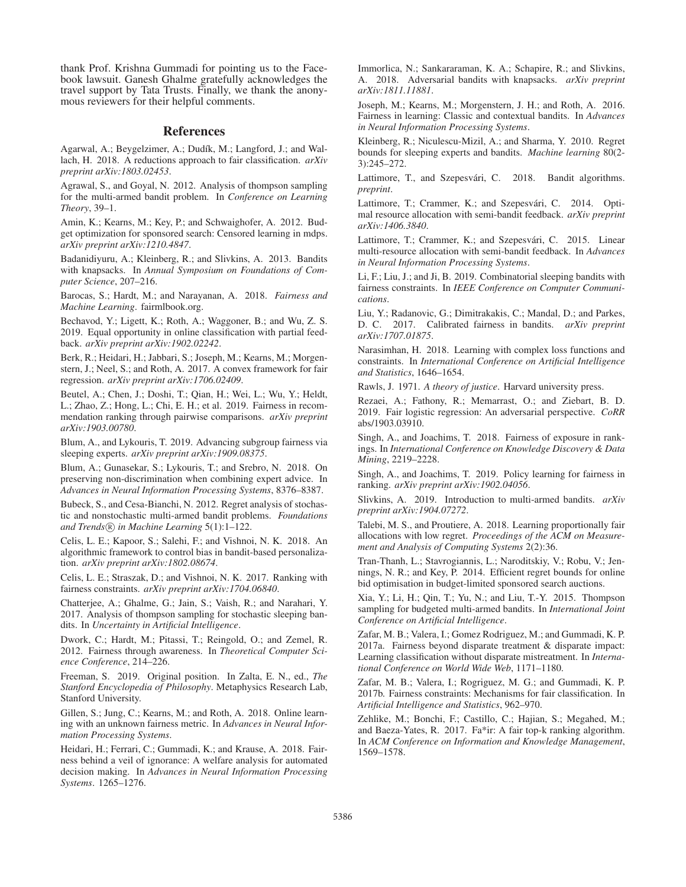thank Prof. Krishna Gummadi for pointing us to the Facebook lawsuit. Ganesh Ghalme gratefully acknowledges the travel support by Tata Trusts. Finally, we thank the anonymous reviewers for their helpful comments.

## References

Agarwal, A.; Beygelzimer, A.; Dudík, M.; Langford, J.; and Wallach, H. 2018. A reductions approach to fair classification. *arXiv preprint arXiv:1803.02453*.

Agrawal, S., and Goyal, N. 2012. Analysis of thompson sampling for the multi-armed bandit problem. In *Conference on Learning Theory*, 39–1.

Amin, K.; Kearns, M.; Key, P.; and Schwaighofer, A. 2012. Budget optimization for sponsored search: Censored learning in mdps. *arXiv preprint arXiv:1210.4847*.

Badanidiyuru, A.; Kleinberg, R.; and Slivkins, A. 2013. Bandits with knapsacks. In *Annual Symposium on Foundations of Computer Science*, 207–216.

Barocas, S.; Hardt, M.; and Narayanan, A. 2018. *Fairness and Machine Learning*. fairmlbook.org.

Bechavod, Y.; Ligett, K.; Roth, A.; Waggoner, B.; and Wu, Z. S. 2019. Equal opportunity in online classification with partial feedback. *arXiv preprint arXiv:1902.02242*.

Berk, R.; Heidari, H.; Jabbari, S.; Joseph, M.; Kearns, M.; Morgenstern, J.; Neel, S.; and Roth, A. 2017. A convex framework for fair regression. *arXiv preprint arXiv:1706.02409*.

Beutel, A.; Chen, J.; Doshi, T.; Qian, H.; Wei, L.; Wu, Y.; Heldt, L.; Zhao, Z.; Hong, L.; Chi, E. H.; et al. 2019. Fairness in recommendation ranking through pairwise comparisons. *arXiv preprint arXiv:1903.00780*.

Blum, A., and Lykouris, T. 2019. Advancing subgroup fairness via sleeping experts. *arXiv preprint arXiv:1909.08375*.

Blum, A.; Gunasekar, S.; Lykouris, T.; and Srebro, N. 2018. On preserving non-discrimination when combining expert advice. In *Advances in Neural Information Processing Systems*, 8376–8387.

Bubeck, S., and Cesa-Bianchi, N. 2012. Regret analysis of stochastic and nonstochastic multi-armed bandit problems. *Foundations and Trends® in Machine Learning* 5(1):1–122.

Celis, L. E.; Kapoor, S.; Salehi, F.; and Vishnoi, N. K. 2018. An algorithmic framework to control bias in bandit-based personalization. *arXiv preprint arXiv:1802.08674*.

Celis, L. E.; Straszak, D.; and Vishnoi, N. K. 2017. Ranking with fairness constraints. *arXiv preprint arXiv:1704.06840*.

Chatterjee, A.; Ghalme, G.; Jain, S.; Vaish, R.; and Narahari, Y. 2017. Analysis of thompson sampling for stochastic sleeping bandits. In *Uncertainty in Artificial Intelligence*.

Dwork, C.; Hardt, M.; Pitassi, T.; Reingold, O.; and Zemel, R. 2012. Fairness through awareness. In *Theoretical Computer Science Conference*, 214–226.

Freeman, S. 2019. Original position. In Zalta, E. N., ed., *The Stanford Encyclopedia of Philosophy*. Metaphysics Research Lab, Stanford University.

Gillen, S.; Jung, C.; Kearns, M.; and Roth, A. 2018. Online learning with an unknown fairness metric. In *Advances in Neural Information Processing Systems*.

Heidari, H.; Ferrari, C.; Gummadi, K.; and Krause, A. 2018. Fairness behind a veil of ignorance: A welfare analysis for automated decision making. In *Advances in Neural Information Processing Systems*. 1265–1276.

Immorlica, N.; Sankararaman, K. A.; Schapire, R.; and Slivkins, A. 2018. Adversarial bandits with knapsacks. *arXiv preprint arXiv:1811.11881*.

Joseph, M.; Kearns, M.; Morgenstern, J. H.; and Roth, A. 2016. Fairness in learning: Classic and contextual bandits. In *Advances in Neural Information Processing Systems*.

Kleinberg, R.; Niculescu-Mizil, A.; and Sharma, Y. 2010. Regret bounds for sleeping experts and bandits. *Machine learning* 80(2-3):245–272.

Lattimore, T., and Szepesvári, C. 2018. Bandit algorithms. *preprint*.

Lattimore, T.; Crammer, K.; and Szepesvári, C. 2014. Optimal resource allocation with semi-bandit feedback. *arXiv preprint arXiv:1406.3840*.

Lattimore, T.; Crammer, K.; and Szepesvári, C. 2015. Linear multi-resource allocation with semi-bandit feedback. In *Advances in Neural Information Processing Systems*.

Li, F.; Liu, J.; and Ji, B. 2019. Combinatorial sleeping bandits with fairness constraints. In *IEEE Conference on Computer Communications*.

Liu, Y.; Radanovic, G.; Dimitrakakis, C.; Mandal, D.; and Parkes, D. C. 2017. Calibrated fairness in bandits. *arXiv preprint arXiv:1707.01875*.

Narasimhan, H. 2018. Learning with complex loss functions and constraints. In *International Conference on Artificial Intelligence and Statistics*, 1646–1654.

Rawls, J. 1971. *A theory of justice*. Harvard university press.

Rezaei, A.; Fathony, R.; Memarrast, O.; and Ziebart, B. D. 2019. Fair logistic regression: An adversarial perspective. *CoRR* abs/1903.03910.

Singh, A., and Joachims, T. 2018. Fairness of exposure in rankings. In *International Conference on Knowledge Discovery & Data Mining*, 2219–2228.

Singh, A., and Joachims, T. 2019. Policy learning for fairness in ranking. *arXiv preprint arXiv:1902.04056*.

Slivkins, A. 2019. Introduction to multi-armed bandits. *arXiv preprint arXiv:1904.07272*.

Talebi, M. S., and Proutiere, A. 2018. Learning proportionally fair allocations with low regret. *Proceedings of the ACM on Measurement and Analysis of Computing Systems* 2(2):36.

Tran-Thanh, L.; Stavrogiannis, L.; Naroditskiy, V.; Robu, V.; Jennings, N. R.; and Key, P. 2014. Efficient regret bounds for online bid optimisation in budget-limited sponsored search auctions.

Xia, Y.; Li, H.; Qin, T.; Yu, N.; and Liu, T.-Y. 2015. Thompson sampling for budgeted multi-armed bandits. In *International Joint Conference on Artificial Intelligence*.

Zafar, M. B.; Valera, I.; Gomez Rodriguez, M.; and Gummadi, K. P. 2017a. Fairness beyond disparate treatment & disparate impact: Learning classification without disparate mistreatment. In *International Conference on World Wide Web*, 1171–1180.

Zafar, M. B.; Valera, I.; Rogriguez, M. G.; and Gummadi, K. P. 2017b. Fairness constraints: Mechanisms for fair classification. In *Artificial Intelligence and Statistics*, 962–970.

Zehlike, M.; Bonchi, F.; Castillo, C.; Hajian, S.; Megahed, M.; and Baeza-Yates, R. 2017. Fa*ir: A fair top-k ranking algorithm. In *ACM Conference on Information and Knowledge Management*, 1569–1578.